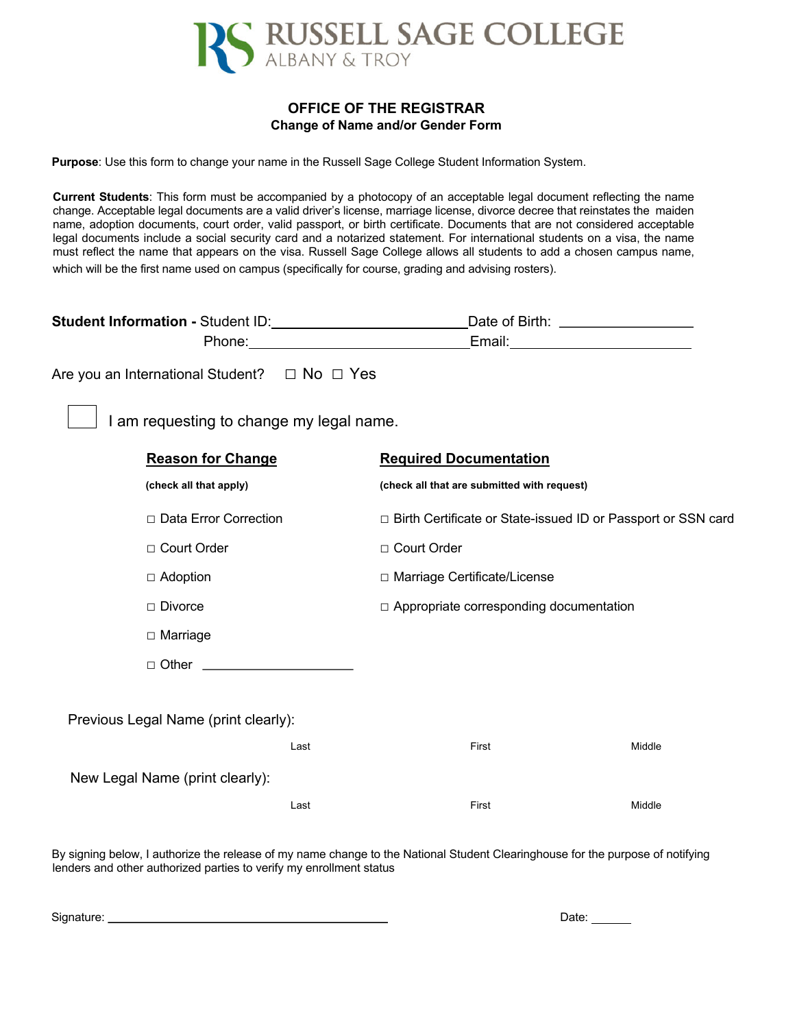# RUSSELL SAGE COLLEGE
ALBANY & TROY

## OFFICE OF THE REGISTRAR
### Change of Name and/or Gender Form

**Purpose**: Use this form to change your name in the Russell Sage College Student Information System.

**Current Students**: This form must be accompanied by a photocopy of an acceptable legal document reflecting the name change. Acceptable legal documents are a valid driver's license, marriage license, divorce decree that reinstates the maiden name, adoption documents, court order, valid passport, or birth certificate. Documents that are not considered acceptable legal documents include a social security card and a notarized statement. For international students on a visa, the name must reflect the name that appears on the visa. Russell Sage College allows all students to add a chosen campus name, which will be the first name used on campus (specifically for course, grading and advising rosters).

**Student Information -** Student ID:\_\_\_\_\_\_\_\_\_\_\_\_\_\_\_\_\_\_\_\_ Date of Birth: \_\_\_\_\_\_\_\_\_\_\_\_\_\_\_\_

Phone:\_\_\_\_\_\_\_\_\_\_\_\_\_\_\_\_\_\_\_\_ Email:\_\_\_\_\_\_\_\_\_\_\_\_\_\_\_\_\_\_\_\_

Are you an International Student? ☐ No ☐ Yes

☐ I am requesting to change my legal name.

| **Reason for Change** (check all that apply) | **Required Documentation** (check all that are submitted with request) |
|---|---|
| ☐ Data Error Correction | ☐ Birth Certificate or State-issued ID or Passport or SSN card |
| ☐ Court Order | ☐ Court Order |
| ☐ Adoption | ☐ Marriage Certificate/License |
| ☐ Divorce | ☐ Appropriate corresponding documentation |
| ☐ Marriage | |
| ☐ Other \_\_\_\_\_\_\_\_\_\_\_\_\_\_\_\_ | |

Previous Legal Name (print clearly):

Last First Middle

New Legal Name (print clearly):

Last First Middle

By signing below, I authorize the release of my name change to the National Student Clearinghouse for the purpose of notifying lenders and other authorized parties to verify my enrollment status

Signature: \_\_\_\_\_\_\_\_\_\_\_\_\_\_\_\_\_\_\_\_\_\_\_\_\_\_\_\_\_\_ Date: \_\_\_\_\_\_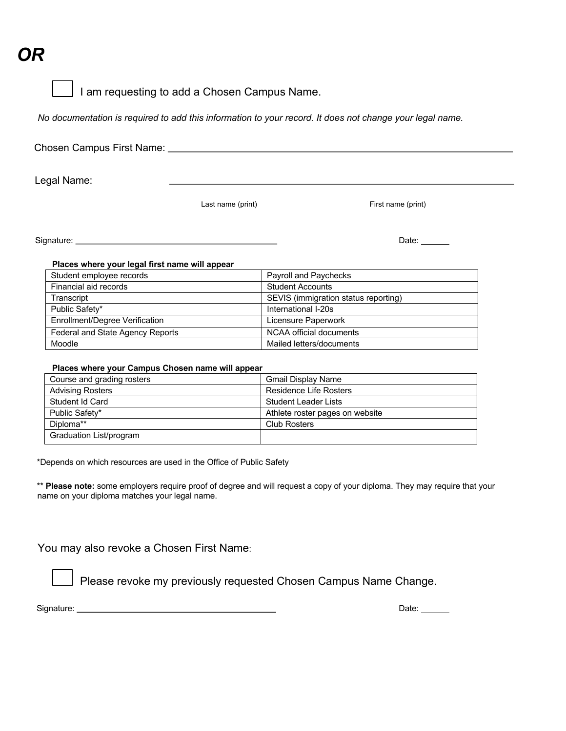# *OR*

☐ I am requesting to add a Chosen Campus Name.

*No documentation is required to add this information to your record. It does not change your legal name.*

Chosen Campus First Name: ______________________________________________

Legal Name: ______________________________________________

Last name (print) First name (print)

Signature: ______________________________ Date: ______

**Places where your legal first name will appear**

| | |
|---|---|
| Student employee records | Payroll and Paychecks |
| Financial aid records | Student Accounts |
| Transcript | SEVIS (immigration status reporting) |
| Public Safety* | International I-20s |
| Enrollment/Degree Verification | Licensure Paperwork |
| Federal and State Agency Reports | NCAA official documents |
| Moodle | Mailed letters/documents |

**Places where your Campus Chosen name will appear**

| | |
|---|---|
| Course and grading rosters | Gmail Display Name |
| Advising Rosters | Residence Life Rosters |
| Student Id Card | Student Leader Lists |
| Public Safety* | Athlete roster pages on website |
| Diploma** | Club Rosters |
| Graduation List/program | |

*Depends on which resources are used in the Office of Public Safety

** **Please note:** some employers require proof of degree and will request a copy of your diploma. They may require that your name on your diploma matches your legal name.

You may also revoke a Chosen First Name:

☐ Please revoke my previously requested Chosen Campus Name Change.

Signature: ______________________________ Date: ______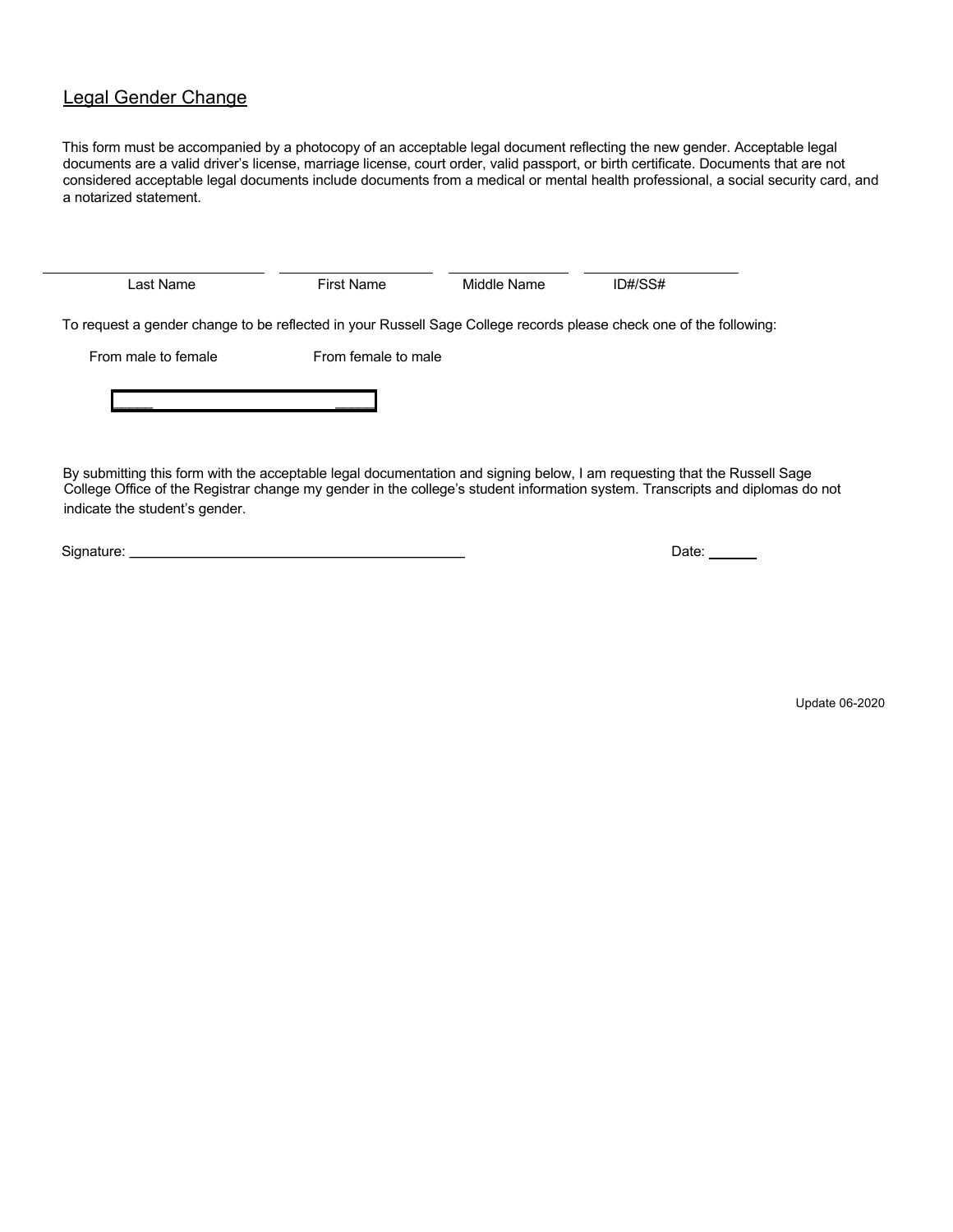## Legal Gender Change

This form must be accompanied by a photocopy of an acceptable legal document reflecting the new gender. Acceptable legal documents are a valid driver's license, marriage license, court order, valid passport, or birth certificate. Documents that are not considered acceptable legal documents include documents from a medical or mental health professional, a social security card, and a notarized statement.

| | | | |
|---|---|---|---|
| ______________________ | ______________________ | ______________________ | ______________________ |
| Last Name | First Name | Middle Name | ID#/SS# |

To request a gender change to be reflected in your Russell Sage College records please check one of the following:

| From male to female | From female to male |
|---|---|
| _____ | _____ |

By submitting this form with the acceptable legal documentation and signing below, I am requesting that the Russell Sage College Office of the Registrar change my gender in the college's student information system. Transcripts and diplomas do not indicate the student's gender.

Signature: ____________________________________________ Date: ______

Update 06-2020